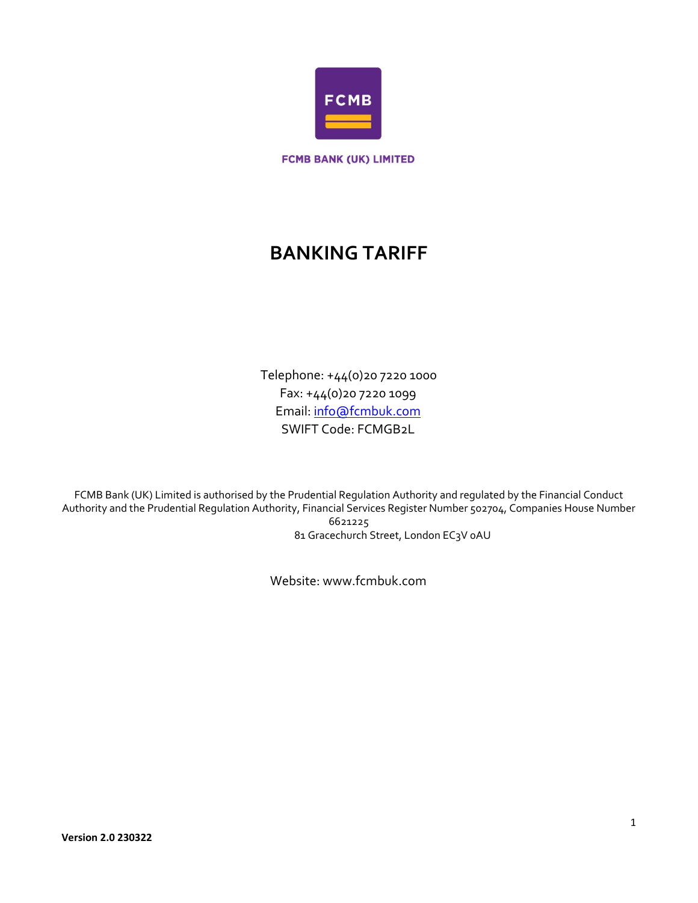FCMB

FCMB BANK (UK) LIMITED

# BANKING TARIFF

Telephone: +44(0)20 7220 1000
Fax: +44(0)20 7220 1099
Email: info@fcmbuk.com
SWIFT Code: FCMGB2L

FCMB Bank (UK) Limited is authorised by the Prudential Regulation Authority and regulated by the Financial Conduct Authority and the Prudential Regulation Authority, Financial Services Register Number 502704, Companies House Number 6621225
81 Gracechurch Street, London EC3V 0AU

Website: www.fcmbuk.com

**Version 2.0 230322**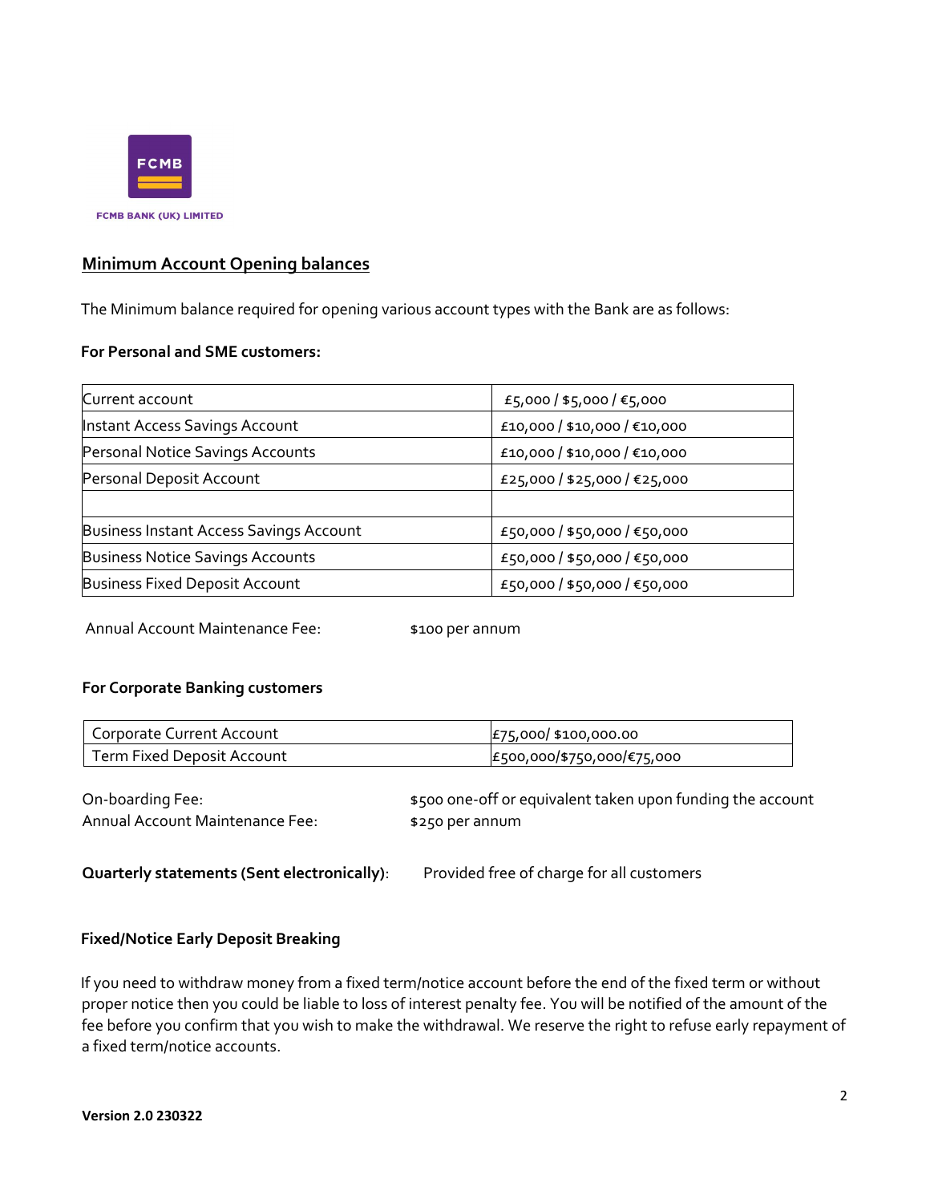FCMB BANK (UK) LIMITED

## Minimum Account Opening balances

The Minimum balance required for opening various account types with the Bank are as follows:

**For Personal and SME customers:**

| | |
|---|---|
| Current account | £5,000 / $5,000 / €5,000 |
| Instant Access Savings Account | £10,000 / $10,000 / €10,000 |
| Personal Notice Savings Accounts | £10,000 / $10,000 / €10,000 |
| Personal Deposit Account | £25,000 / $25,000 / €25,000 |
| | |
| Business Instant Access Savings Account | £50,000 / $50,000 / €50,000 |
| Business Notice Savings Accounts | £50,000 / $50,000 / €50,000 |
| Business Fixed Deposit Account | £50,000 / $50,000 / €50,000 |

Annual Account Maintenance Fee: $100 per annum

**For Corporate Banking customers**

| | |
|---|---|
| Corporate Current Account | £75,000/ $100,000.00 |
| Term Fixed Deposit Account | £500,000/$750,000/€75,000 |

On-boarding Fee: $500 one-off or equivalent taken upon funding the account
Annual Account Maintenance Fee: $250 per annum

**Quarterly statements (Sent electronically)**: Provided free of charge for all customers

**Fixed/Notice Early Deposit Breaking**

If you need to withdraw money from a fixed term/notice account before the end of the fixed term or without proper notice then you could be liable to loss of interest penalty fee. You will be notified of the amount of the fee before you confirm that you wish to make the withdrawal. We reserve the right to refuse early repayment of a fixed term/notice accounts.

**Version 2.0 230322**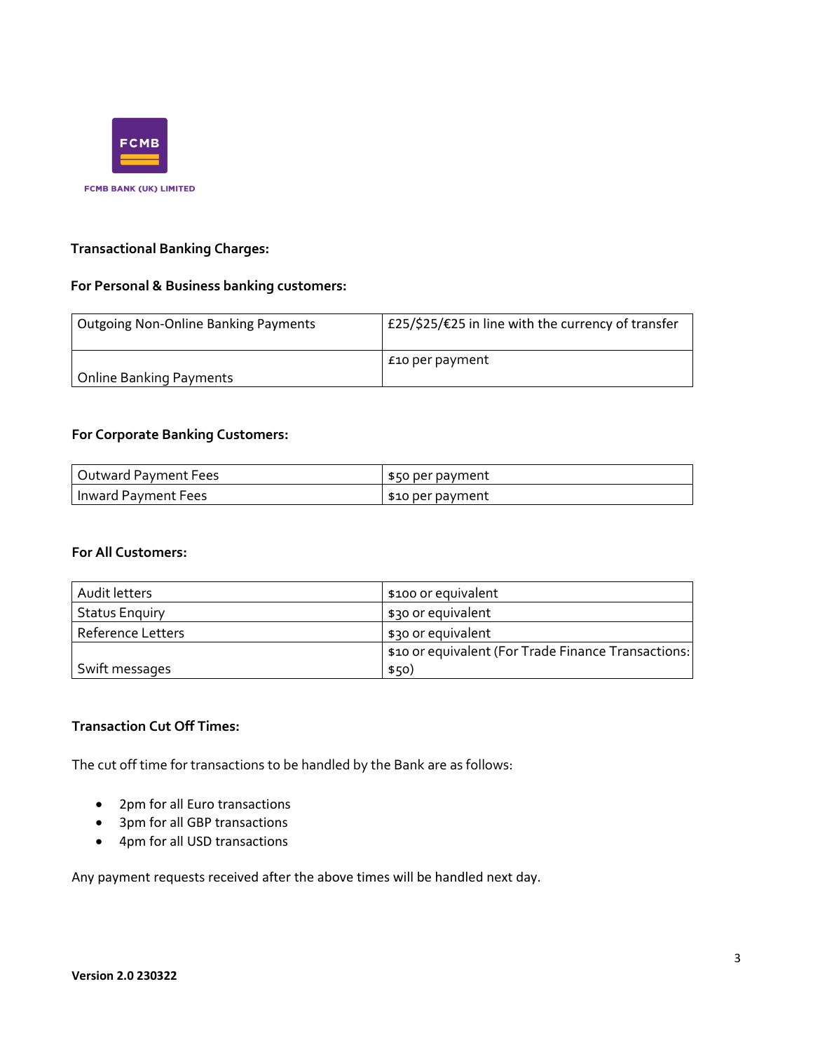FCMB BANK (UK) LIMITED

**Transactional Banking Charges:**

**For Personal & Business banking customers:**

| Outgoing Non-Online Banking Payments | £25/$25/€25 in line with the currency of transfer |
|---|---|
| Online Banking Payments | £10 per payment |

**For Corporate Banking Customers:**

| Outward Payment Fees | $50 per payment |
|---|---|
| Inward Payment Fees | $10 per payment |

**For All Customers:**

| Audit letters | $100 or equivalent |
|---|---|
| Status Enquiry | $30 or equivalent |
| Reference Letters | $30 or equivalent |
| Swift messages | $10 or equivalent (For Trade Finance Transactions: $50) |

**Transaction Cut Off Times:**

The cut off time for transactions to be handled by the Bank are as follows:

- 2pm for all Euro transactions
- 3pm for all GBP transactions
- 4pm for all USD transactions

Any payment requests received after the above times will be handled next day.

**Version 2.0 230322**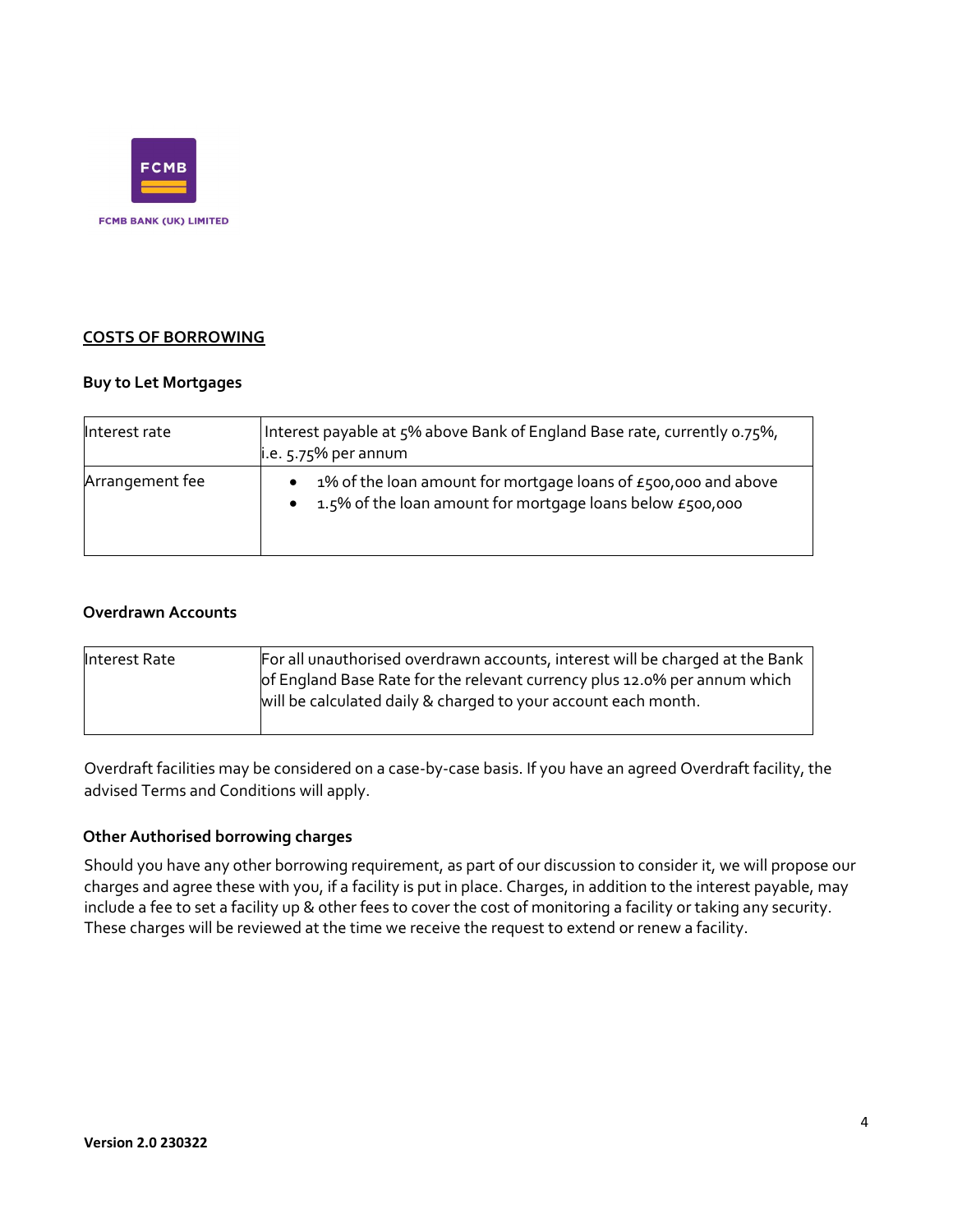FCMB

FCMB BANK (UK) LIMITED

## COSTS OF BORROWING

### Buy to Let Mortgages

| | |
|---|---|
| Interest rate | Interest payable at 5% above Bank of England Base rate, currently 0.75%, i.e. 5.75% per annum |
| Arrangement fee | • 1% of the loan amount for mortgage loans of £500,000 and above<br>• 1.5% of the loan amount for mortgage loans below £500,000 |

### Overdrawn Accounts

| | |
|---|---|
| Interest Rate | For all unauthorised overdrawn accounts, interest will be charged at the Bank of England Base Rate for the relevant currency plus 12.0% per annum which will be calculated daily & charged to your account each month. |

Overdraft facilities may be considered on a case-by-case basis. If you have an agreed Overdraft facility, the advised Terms and Conditions will apply.

### Other Authorised borrowing charges

Should you have any other borrowing requirement, as part of our discussion to consider it, we will propose our charges and agree these with you, if a facility is put in place. Charges, in addition to the interest payable, may include a fee to set a facility up & other fees to cover the cost of monitoring a facility or taking any security. These charges will be reviewed at the time we receive the request to extend or renew a facility.

**Version 2.0 230322**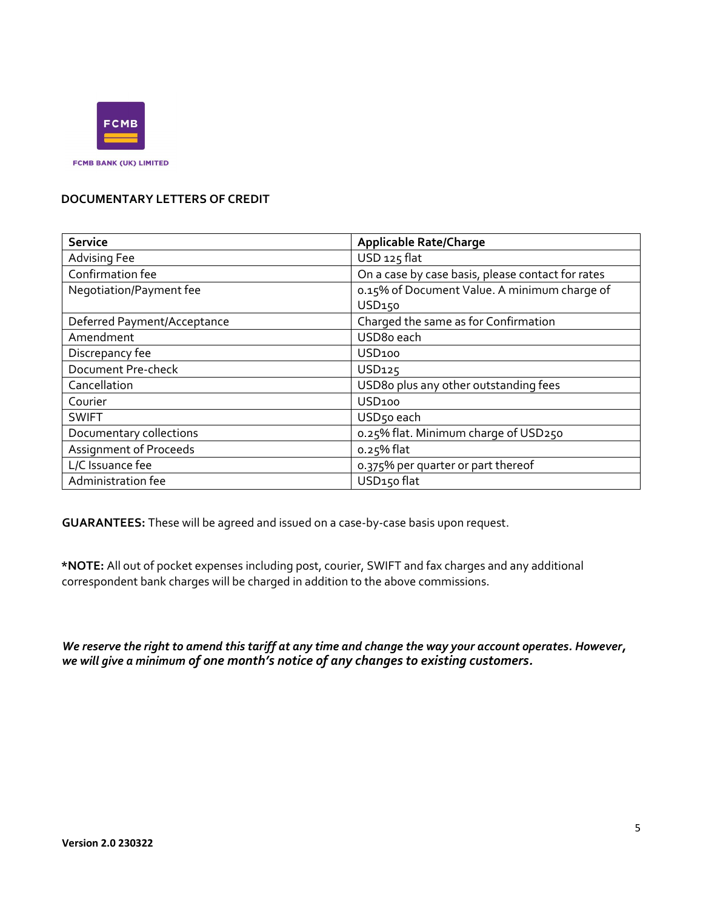FCMB

FCMB BANK (UK) LIMITED

## DOCUMENTARY LETTERS OF CREDIT

| Service | Applicable Rate/Charge |
| --- | --- |
| Advising Fee | USD 125 flat |
| Confirmation fee | On a case by case basis, please contact for rates |
| Negotiation/Payment fee | 0.15% of Document Value. A minimum charge of USD150 |
| Deferred Payment/Acceptance | Charged the same as for Confirmation |
| Amendment | USD80 each |
| Discrepancy fee | USD100 |
| Document Pre-check | USD125 |
| Cancellation | USD80 plus any other outstanding fees |
| Courier | USD100 |
| SWIFT | USD50 each |
| Documentary collections | 0.25% flat. Minimum charge of USD250 |
| Assignment of Proceeds | 0.25% flat |
| L/C Issuance fee | 0.375% per quarter or part thereof |
| Administration fee | USD150 flat |

**GUARANTEES:** These will be agreed and issued on a case-by-case basis upon request.

***NOTE:** All out of pocket expenses including post, courier, SWIFT and fax charges and any additional correspondent bank charges will be charged in addition to the above commissions.

***We reserve the right to amend this tariff at any time and change the way your account operates. However, we will give a minimum of one month's notice of any changes to existing customers.***

**Version 2.0 230322**